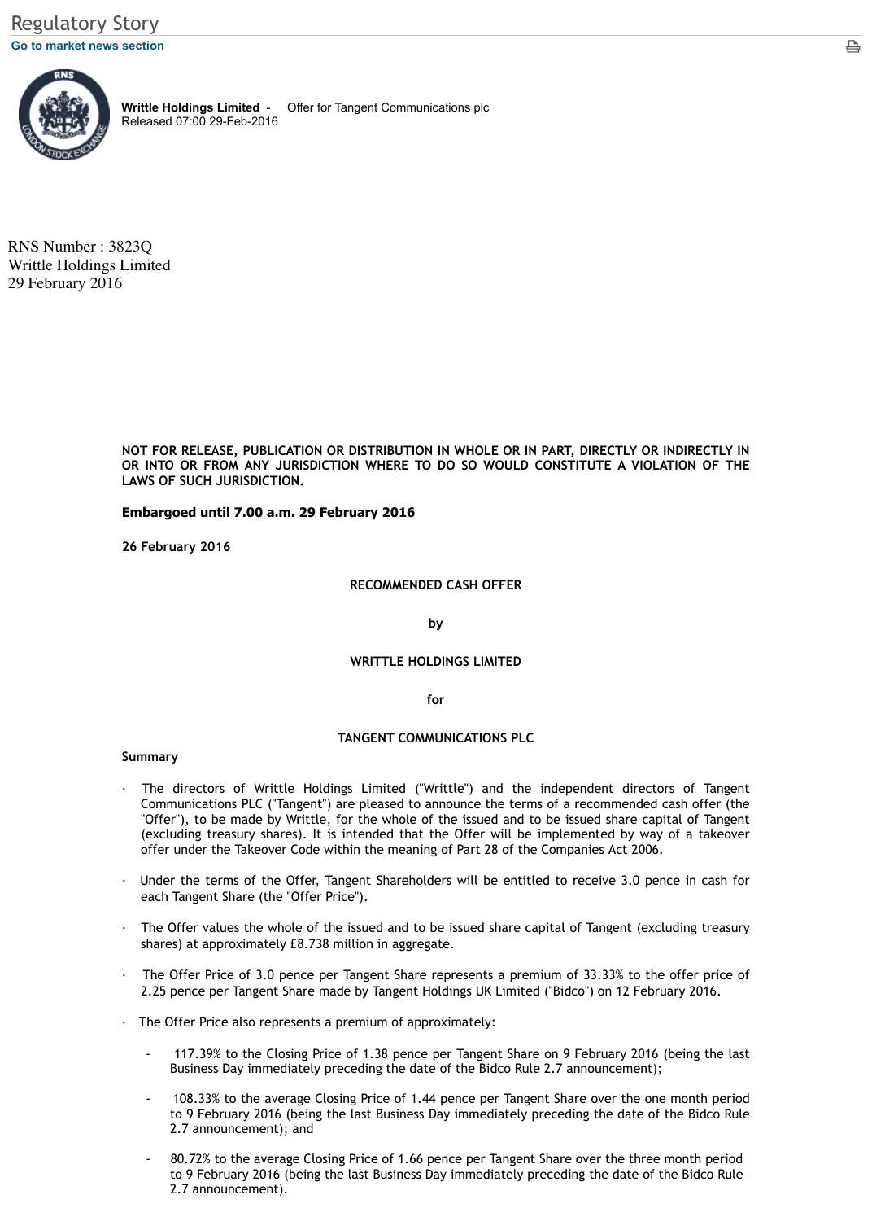Regulatory Story

Go to market news section

**Writtle Holdings Limited** - Offer for Tangent Communications plc
Released 07:00 29-Feb-2016

RNS Number : 3823Q
Writtle Holdings Limited
29 February 2016

**NOT FOR RELEASE, PUBLICATION OR DISTRIBUTION IN WHOLE OR IN PART, DIRECTLY OR INDIRECTLY IN OR INTO OR FROM ANY JURISDICTION WHERE TO DO SO WOULD CONSTITUTE A VIOLATION OF THE LAWS OF SUCH JURISDICTION.**

**Embargoed until 7.00 a.m. 29 February 2016**

**26 February 2016**

**RECOMMENDED CASH OFFER**

**by**

**WRITTLE HOLDINGS LIMITED**

**for**

**TANGENT COMMUNICATIONS PLC**

**Summary**

- The directors of Writtle Holdings Limited ("Writtle") and the independent directors of Tangent Communications PLC ("Tangent") are pleased to announce the terms of a recommended cash offer (the "Offer"), to be made by Writtle, for the whole of the issued and to be issued share capital of Tangent (excluding treasury shares). It is intended that the Offer will be implemented by way of a takeover offer under the Takeover Code within the meaning of Part 28 of the Companies Act 2006.

- Under the terms of the Offer, Tangent Shareholders will be entitled to receive 3.0 pence in cash for each Tangent Share (the "Offer Price").

- The Offer values the whole of the issued and to be issued share capital of Tangent (excluding treasury shares) at approximately £8.738 million in aggregate.

- The Offer Price of 3.0 pence per Tangent Share represents a premium of 33.33% to the offer price of 2.25 pence per Tangent Share made by Tangent Holdings UK Limited ("Bidco") on 12 February 2016.

- The Offer Price also represents a premium of approximately:

  - 117.39% to the Closing Price of 1.38 pence per Tangent Share on 9 February 2016 (being the last Business Day immediately preceding the date of the Bidco Rule 2.7 announcement);

  - 108.33% to the average Closing Price of 1.44 pence per Tangent Share over the one month period to 9 February 2016 (being the last Business Day immediately preceding the date of the Bidco Rule 2.7 announcement); and

  - 80.72% to the average Closing Price of 1.66 pence per Tangent Share over the three month period to 9 February 2016 (being the last Business Day immediately preceding the date of the Bidco Rule 2.7 announcement).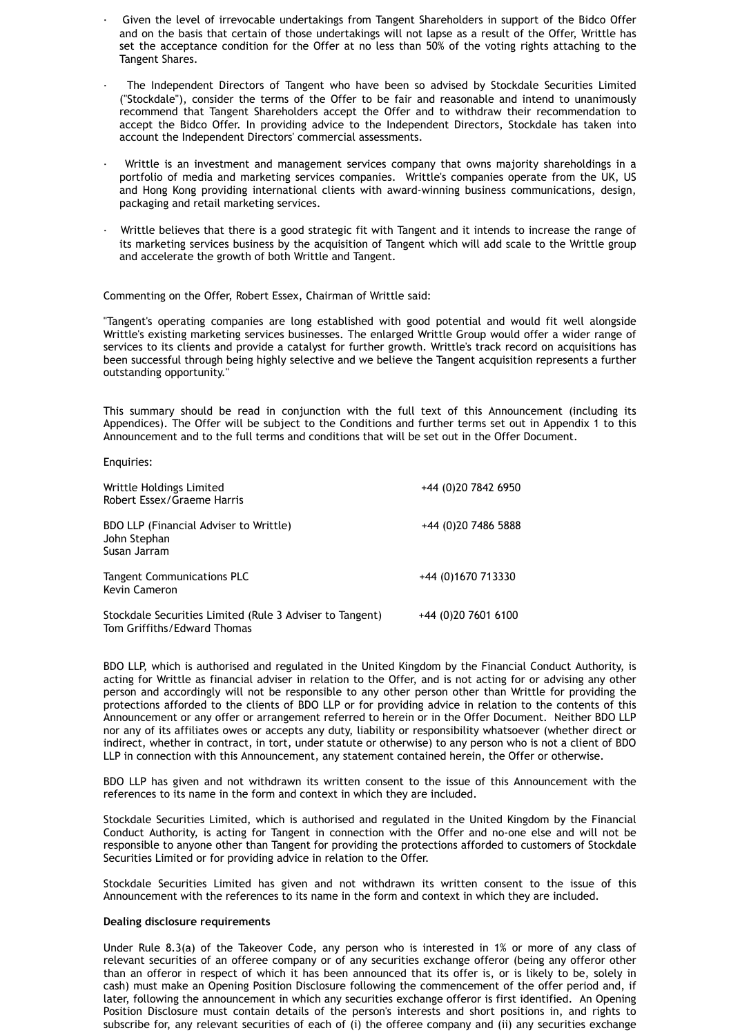- Given the level of irrevocable undertakings from Tangent Shareholders in support of the Bidco Offer and on the basis that certain of those undertakings will not lapse as a result of the Offer, Writtle has set the acceptance condition for the Offer at no less than 50% of the voting rights attaching to the Tangent Shares.

- The Independent Directors of Tangent who have been so advised by Stockdale Securities Limited ("Stockdale"), consider the terms of the Offer to be fair and reasonable and intend to unanimously recommend that Tangent Shareholders accept the Offer and to withdraw their recommendation to accept the Bidco Offer. In providing advice to the Independent Directors, Stockdale has taken into account the Independent Directors' commercial assessments.

- Writtle is an investment and management services company that owns majority shareholdings in a portfolio of media and marketing services companies. Writtle's companies operate from the UK, US and Hong Kong providing international clients with award-winning business communications, design, packaging and retail marketing services.

- Writtle believes that there is a good strategic fit with Tangent and it intends to increase the range of its marketing services business by the acquisition of Tangent which will add scale to the Writtle group and accelerate the growth of both Writtle and Tangent.

Commenting on the Offer, Robert Essex, Chairman of Writtle said:

"Tangent's operating companies are long established with good potential and would fit well alongside Writtle's existing marketing services businesses. The enlarged Writtle Group would offer a wider range of services to its clients and provide a catalyst for further growth. Writtle's track record on acquisitions has been successful through being highly selective and we believe the Tangent acquisition represents a further outstanding opportunity."

This summary should be read in conjunction with the full text of this Announcement (including its Appendices). The Offer will be subject to the Conditions and further terms set out in Appendix 1 to this Announcement and to the full terms and conditions that will be set out in the Offer Document.

Enquiries:

| | |
|---|---|
| Writtle Holdings Limited<br>Robert Essex/Graeme Harris | +44 (0)20 7842 6950 |
| BDO LLP (Financial Adviser to Writtle)<br>John Stephan<br>Susan Jarram | +44 (0)20 7486 5888 |
| Tangent Communications PLC<br>Kevin Cameron | +44 (0)1670 713330 |
| Stockdale Securities Limited (Rule 3 Adviser to Tangent)<br>Tom Griffiths/Edward Thomas | +44 (0)20 7601 6100 |

BDO LLP, which is authorised and regulated in the United Kingdom by the Financial Conduct Authority, is acting for Writtle as financial adviser in relation to the Offer, and is not acting for or advising any other person and accordingly will not be responsible to any other person other than Writtle for providing the protections afforded to the clients of BDO LLP or for providing advice in relation to the contents of this Announcement or any offer or arrangement referred to herein or in the Offer Document. Neither BDO LLP nor any of its affiliates owes or accepts any duty, liability or responsibility whatsoever (whether direct or indirect, whether in contract, in tort, under statute or otherwise) to any person who is not a client of BDO LLP in connection with this Announcement, any statement contained herein, the Offer or otherwise.

BDO LLP has given and not withdrawn its written consent to the issue of this Announcement with the references to its name in the form and context in which they are included.

Stockdale Securities Limited, which is authorised and regulated in the United Kingdom by the Financial Conduct Authority, is acting for Tangent in connection with the Offer and no-one else and will not be responsible to anyone other than Tangent for providing the protections afforded to customers of Stockdale Securities Limited or for providing advice in relation to the Offer.

Stockdale Securities Limited has given and not withdrawn its written consent to the issue of this Announcement with the references to its name in the form and context in which they are included.

**Dealing disclosure requirements**

Under Rule 8.3(a) of the Takeover Code, any person who is interested in 1% or more of any class of relevant securities of an offeree company or of any securities exchange offeror (being any offeror other than an offeror in respect of which it has been announced that its offer is, or is likely to be, solely in cash) must make an Opening Position Disclosure following the commencement of the offer period and, if later, following the announcement in which any securities exchange offeror is first identified. An Opening Position Disclosure must contain details of the person's interests and short positions in, and rights to subscribe for, any relevant securities of each of (i) the offeree company and (ii) any securities exchange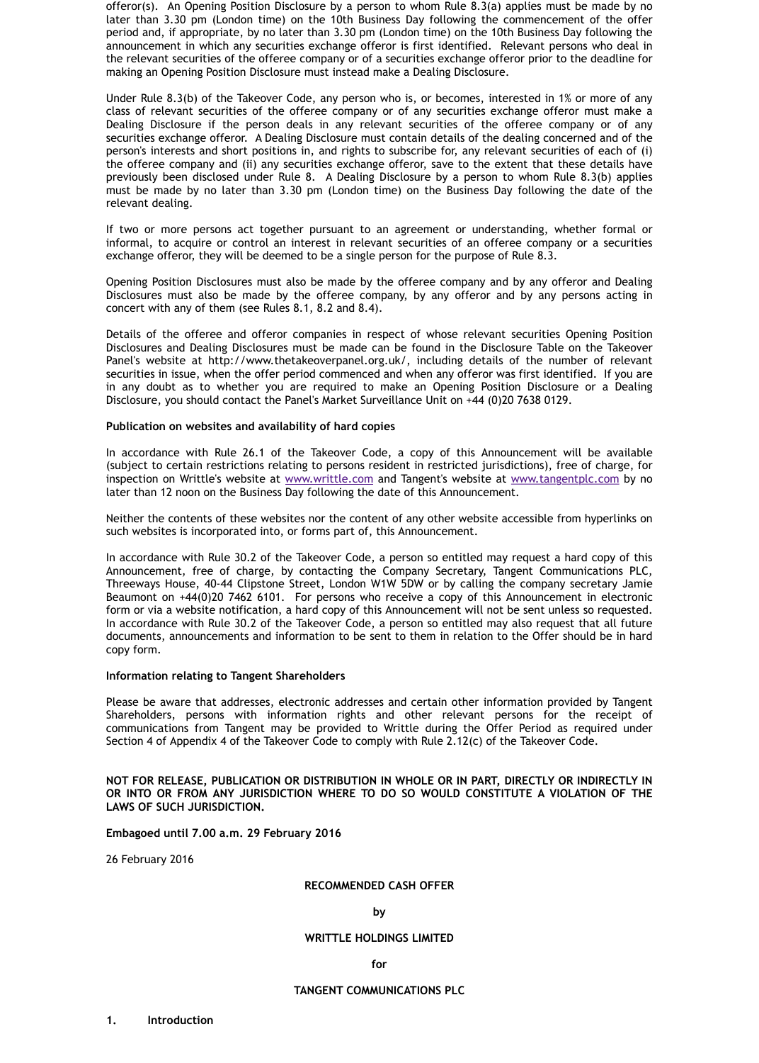offeror(s). An Opening Position Disclosure by a person to whom Rule 8.3(a) applies must be made by no later than 3.30 pm (London time) on the 10th Business Day following the commencement of the offer period and, if appropriate, by no later than 3.30 pm (London time) on the 10th Business Day following the announcement in which any securities exchange offeror is first identified. Relevant persons who deal in the relevant securities of the offeree company or of a securities exchange offeror prior to the deadline for making an Opening Position Disclosure must instead make a Dealing Disclosure.

Under Rule 8.3(b) of the Takeover Code, any person who is, or becomes, interested in 1% or more of any class of relevant securities of the offeree company or of any securities exchange offeror must make a Dealing Disclosure if the person deals in any relevant securities of the offeree company or of any securities exchange offeror. A Dealing Disclosure must contain details of the dealing concerned and of the person's interests and short positions in, and rights to subscribe for, any relevant securities of each of (i) the offeree company and (ii) any securities exchange offeror, save to the extent that these details have previously been disclosed under Rule 8. A Dealing Disclosure by a person to whom Rule 8.3(b) applies must be made by no later than 3.30 pm (London time) on the Business Day following the date of the relevant dealing.

If two or more persons act together pursuant to an agreement or understanding, whether formal or informal, to acquire or control an interest in relevant securities of an offeree company or a securities exchange offeror, they will be deemed to be a single person for the purpose of Rule 8.3.

Opening Position Disclosures must also be made by the offeree company and by any offeror and Dealing Disclosures must also be made by the offeree company, by any offeror and by any persons acting in concert with any of them (see Rules 8.1, 8.2 and 8.4).

Details of the offeree and offeror companies in respect of whose relevant securities Opening Position Disclosures and Dealing Disclosures must be made can be found in the Disclosure Table on the Takeover Panel's website at http://www.thetakeoverpanel.org.uk/, including details of the number of relevant securities in issue, when the offer period commenced and when any offeror was first identified. If you are in any doubt as to whether you are required to make an Opening Position Disclosure or a Dealing Disclosure, you should contact the Panel's Market Surveillance Unit on +44 (0)20 7638 0129.

**Publication on websites and availability of hard copies**

In accordance with Rule 26.1 of the Takeover Code, a copy of this Announcement will be available (subject to certain restrictions relating to persons resident in restricted jurisdictions), free of charge, for inspection on Writtle's website at www.writtle.com and Tangent's website at www.tangentplc.com by no later than 12 noon on the Business Day following the date of this Announcement.

Neither the contents of these websites nor the content of any other website accessible from hyperlinks on such websites is incorporated into, or forms part of, this Announcement.

In accordance with Rule 30.2 of the Takeover Code, a person so entitled may request a hard copy of this Announcement, free of charge, by contacting the Company Secretary, Tangent Communications PLC, Threeways House, 40-44 Clipstone Street, London W1W 5DW or by calling the company secretary Jamie Beaumont on +44(0)20 7462 6101. For persons who receive a copy of this Announcement in electronic form or via a website notification, a hard copy of this Announcement will not be sent unless so requested. In accordance with Rule 30.2 of the Takeover Code, a person so entitled may also request that all future documents, announcements and information to be sent to them in relation to the Offer should be in hard copy form.

**Information relating to Tangent Shareholders**

Please be aware that addresses, electronic addresses and certain other information provided by Tangent Shareholders, persons with information rights and other relevant persons for the receipt of communications from Tangent may be provided to Writtle during the Offer Period as required under Section 4 of Appendix 4 of the Takeover Code to comply with Rule 2.12(c) of the Takeover Code.

**NOT FOR RELEASE, PUBLICATION OR DISTRIBUTION IN WHOLE OR IN PART, DIRECTLY OR INDIRECTLY IN OR INTO OR FROM ANY JURISDICTION WHERE TO DO SO WOULD CONSTITUTE A VIOLATION OF THE LAWS OF SUCH JURISDICTION.**

**Embagoed until 7.00 a.m. 29 February 2016**

26 February 2016

**RECOMMENDED CASH OFFER**

**by**

**WRITTLE HOLDINGS LIMITED**

**for**

**TANGENT COMMUNICATIONS PLC**

**1. Introduction**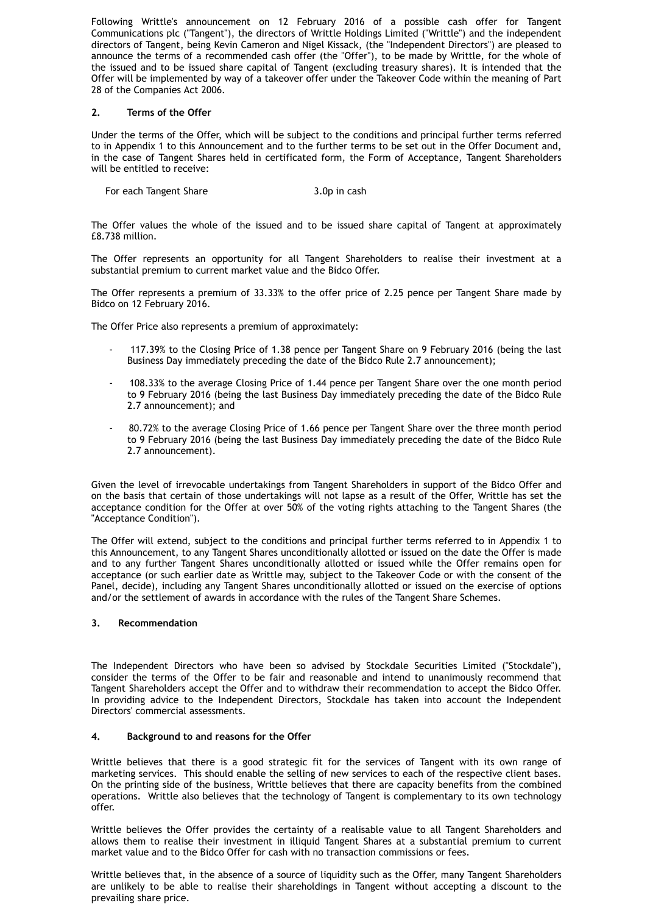Following Writtle's announcement on 12 February 2016 of a possible cash offer for Tangent Communications plc ("Tangent"), the directors of Writtle Holdings Limited ("Writtle") and the independent directors of Tangent, being Kevin Cameron and Nigel Kissack, (the "Independent Directors") are pleased to announce the terms of a recommended cash offer (the "Offer"), to be made by Writtle, for the whole of the issued and to be issued share capital of Tangent (excluding treasury shares). It is intended that the Offer will be implemented by way of a takeover offer under the Takeover Code within the meaning of Part 28 of the Companies Act 2006.

## 2. Terms of the Offer

Under the terms of the Offer, which will be subject to the conditions and principal further terms referred to in Appendix 1 to this Announcement and to the further terms to be set out in the Offer Document and, in the case of Tangent Shares held in certificated form, the Form of Acceptance, Tangent Shareholders will be entitled to receive:

| | |
|---|---|
| For each Tangent Share | 3.0p in cash |

The Offer values the whole of the issued and to be issued share capital of Tangent at approximately £8.738 million.

The Offer represents an opportunity for all Tangent Shareholders to realise their investment at a substantial premium to current market value and the Bidco Offer.

The Offer represents a premium of 33.33% to the offer price of 2.25 pence per Tangent Share made by Bidco on 12 February 2016.

The Offer Price also represents a premium of approximately:

- 117.39% to the Closing Price of 1.38 pence per Tangent Share on 9 February 2016 (being the last Business Day immediately preceding the date of the Bidco Rule 2.7 announcement);
- 108.33% to the average Closing Price of 1.44 pence per Tangent Share over the one month period to 9 February 2016 (being the last Business Day immediately preceding the date of the Bidco Rule 2.7 announcement); and
- 80.72% to the average Closing Price of 1.66 pence per Tangent Share over the three month period to 9 February 2016 (being the last Business Day immediately preceding the date of the Bidco Rule 2.7 announcement).

Given the level of irrevocable undertakings from Tangent Shareholders in support of the Bidco Offer and on the basis that certain of those undertakings will not lapse as a result of the Offer, Writtle has set the acceptance condition for the Offer at over 50% of the voting rights attaching to the Tangent Shares (the "Acceptance Condition").

The Offer will extend, subject to the conditions and principal further terms referred to in Appendix 1 to this Announcement, to any Tangent Shares unconditionally allotted or issued on the date the Offer is made and to any further Tangent Shares unconditionally allotted or issued while the Offer remains open for acceptance (or such earlier date as Writtle may, subject to the Takeover Code or with the consent of the Panel, decide), including any Tangent Shares unconditionally allotted or issued on the exercise of options and/or the settlement of awards in accordance with the rules of the Tangent Share Schemes.

## 3. Recommendation

The Independent Directors who have been so advised by Stockdale Securities Limited ("Stockdale"), consider the terms of the Offer to be fair and reasonable and intend to unanimously recommend that Tangent Shareholders accept the Offer and to withdraw their recommendation to accept the Bidco Offer. In providing advice to the Independent Directors, Stockdale has taken into account the Independent Directors' commercial assessments.

## 4. Background to and reasons for the Offer

Writtle believes that there is a good strategic fit for the services of Tangent with its own range of marketing services. This should enable the selling of new services to each of the respective client bases. On the printing side of the business, Writtle believes that there are capacity benefits from the combined operations. Writtle also believes that the technology of Tangent is complementary to its own technology offer.

Writtle believes the Offer provides the certainty of a realisable value to all Tangent Shareholders and allows them to realise their investment in illiquid Tangent Shares at a substantial premium to current market value and to the Bidco Offer for cash with no transaction commissions or fees.

Writtle believes that, in the absence of a source of liquidity such as the Offer, many Tangent Shareholders are unlikely to be able to realise their shareholdings in Tangent without accepting a discount to the prevailing share price.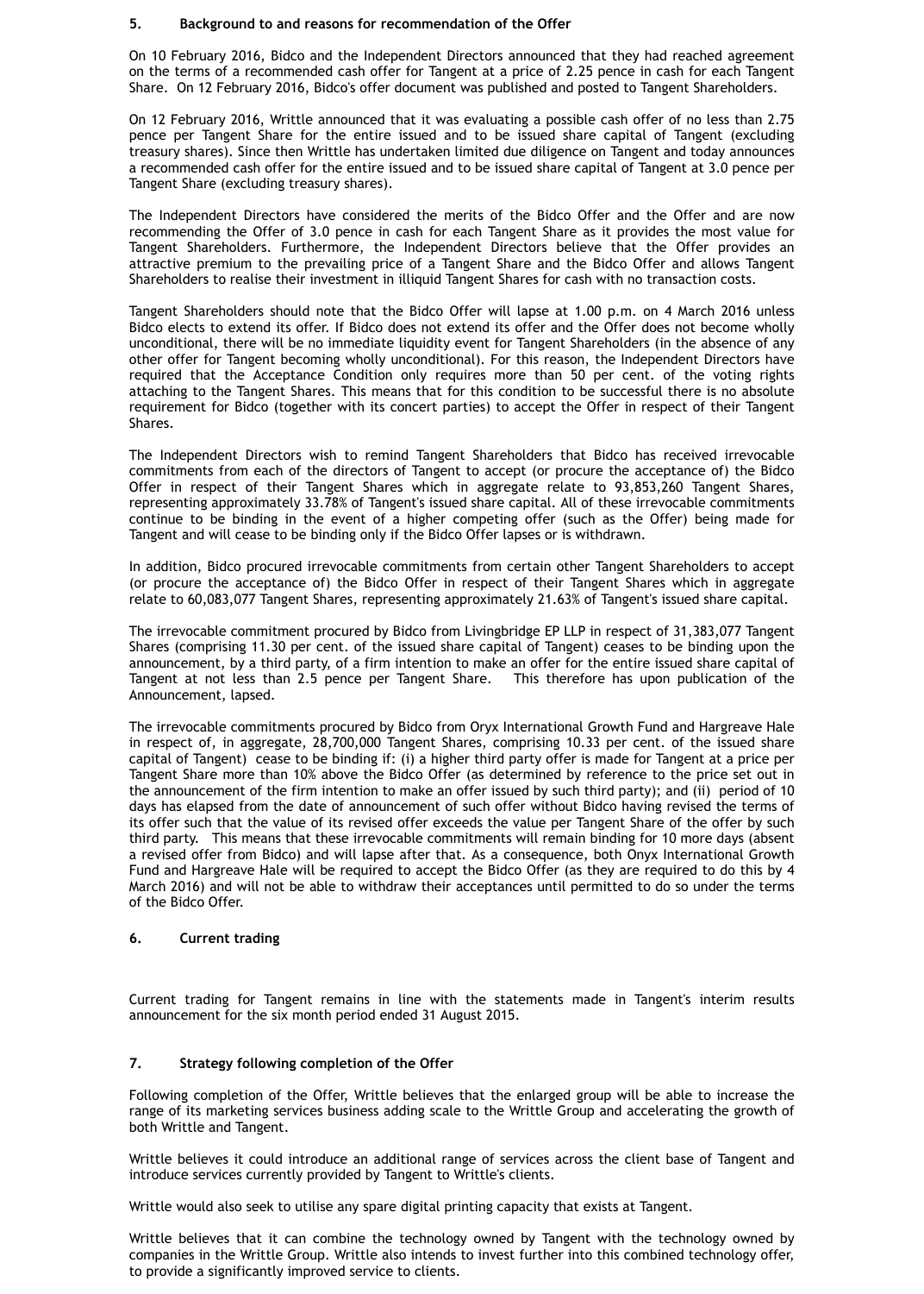## 5. Background to and reasons for recommendation of the Offer

On 10 February 2016, Bidco and the Independent Directors announced that they had reached agreement on the terms of a recommended cash offer for Tangent at a price of 2.25 pence in cash for each Tangent Share. On 12 February 2016, Bidco's offer document was published and posted to Tangent Shareholders.

On 12 February 2016, Writtle announced that it was evaluating a possible cash offer of no less than 2.75 pence per Tangent Share for the entire issued and to be issued share capital of Tangent (excluding treasury shares). Since then Writtle has undertaken limited due diligence on Tangent and today announces a recommended cash offer for the entire issued and to be issued share capital of Tangent at 3.0 pence per Tangent Share (excluding treasury shares).

The Independent Directors have considered the merits of the Bidco Offer and the Offer and are now recommending the Offer of 3.0 pence in cash for each Tangent Share as it provides the most value for Tangent Shareholders. Furthermore, the Independent Directors believe that the Offer provides an attractive premium to the prevailing price of a Tangent Share and the Bidco Offer and allows Tangent Shareholders to realise their investment in illiquid Tangent Shares for cash with no transaction costs.

Tangent Shareholders should note that the Bidco Offer will lapse at 1.00 p.m. on 4 March 2016 unless Bidco elects to extend its offer. If Bidco does not extend its offer and the Offer does not become wholly unconditional, there will be no immediate liquidity event for Tangent Shareholders (in the absence of any other offer for Tangent becoming wholly unconditional). For this reason, the Independent Directors have required that the Acceptance Condition only requires more than 50 per cent. of the voting rights attaching to the Tangent Shares. This means that for this condition to be successful there is no absolute requirement for Bidco (together with its concert parties) to accept the Offer in respect of their Tangent Shares.

The Independent Directors wish to remind Tangent Shareholders that Bidco has received irrevocable commitments from each of the directors of Tangent to accept (or procure the acceptance of) the Bidco Offer in respect of their Tangent Shares which in aggregate relate to 93,853,260 Tangent Shares, representing approximately 33.78% of Tangent's issued share capital. All of these irrevocable commitments continue to be binding in the event of a higher competing offer (such as the Offer) being made for Tangent and will cease to be binding only if the Bidco Offer lapses or is withdrawn.

In addition, Bidco procured irrevocable commitments from certain other Tangent Shareholders to accept (or procure the acceptance of) the Bidco Offer in respect of their Tangent Shares which in aggregate relate to 60,083,077 Tangent Shares, representing approximately 21.63% of Tangent's issued share capital.

The irrevocable commitment procured by Bidco from Livingbridge EP LLP in respect of 31,383,077 Tangent Shares (comprising 11.30 per cent. of the issued share capital of Tangent) ceases to be binding upon the announcement, by a third party, of a firm intention to make an offer for the entire issued share capital of Tangent at not less than 2.5 pence per Tangent Share. This therefore has upon publication of the Announcement, lapsed.

The irrevocable commitments procured by Bidco from Oryx International Growth Fund and Hargreave Hale in respect of, in aggregate, 28,700,000 Tangent Shares, comprising 10.33 per cent. of the issued share capital of Tangent) cease to be binding if: (i) a higher third party offer is made for Tangent at a price per Tangent Share more than 10% above the Bidco Offer (as determined by reference to the price set out in the announcement of the firm intention to make an offer issued by such third party); and (ii) period of 10 days has elapsed from the date of announcement of such offer without Bidco having revised the terms of its offer such that the value of its revised offer exceeds the value per Tangent Share of the offer by such third party. This means that these irrevocable commitments will remain binding for 10 more days (absent a revised offer from Bidco) and will lapse after that. As a consequence, both Onyx International Growth Fund and Hargreave Hale will be required to accept the Bidco Offer (as they are required to do this by 4 March 2016) and will not be able to withdraw their acceptances until permitted to do so under the terms of the Bidco Offer.

## 6. Current trading

Current trading for Tangent remains in line with the statements made in Tangent's interim results announcement for the six month period ended 31 August 2015.

## 7. Strategy following completion of the Offer

Following completion of the Offer, Writtle believes that the enlarged group will be able to increase the range of its marketing services business adding scale to the Writtle Group and accelerating the growth of both Writtle and Tangent.

Writtle believes it could introduce an additional range of services across the client base of Tangent and introduce services currently provided by Tangent to Writtle's clients.

Writtle would also seek to utilise any spare digital printing capacity that exists at Tangent.

Writtle believes that it can combine the technology owned by Tangent with the technology owned by companies in the Writtle Group. Writtle also intends to invest further into this combined technology offer, to provide a significantly improved service to clients.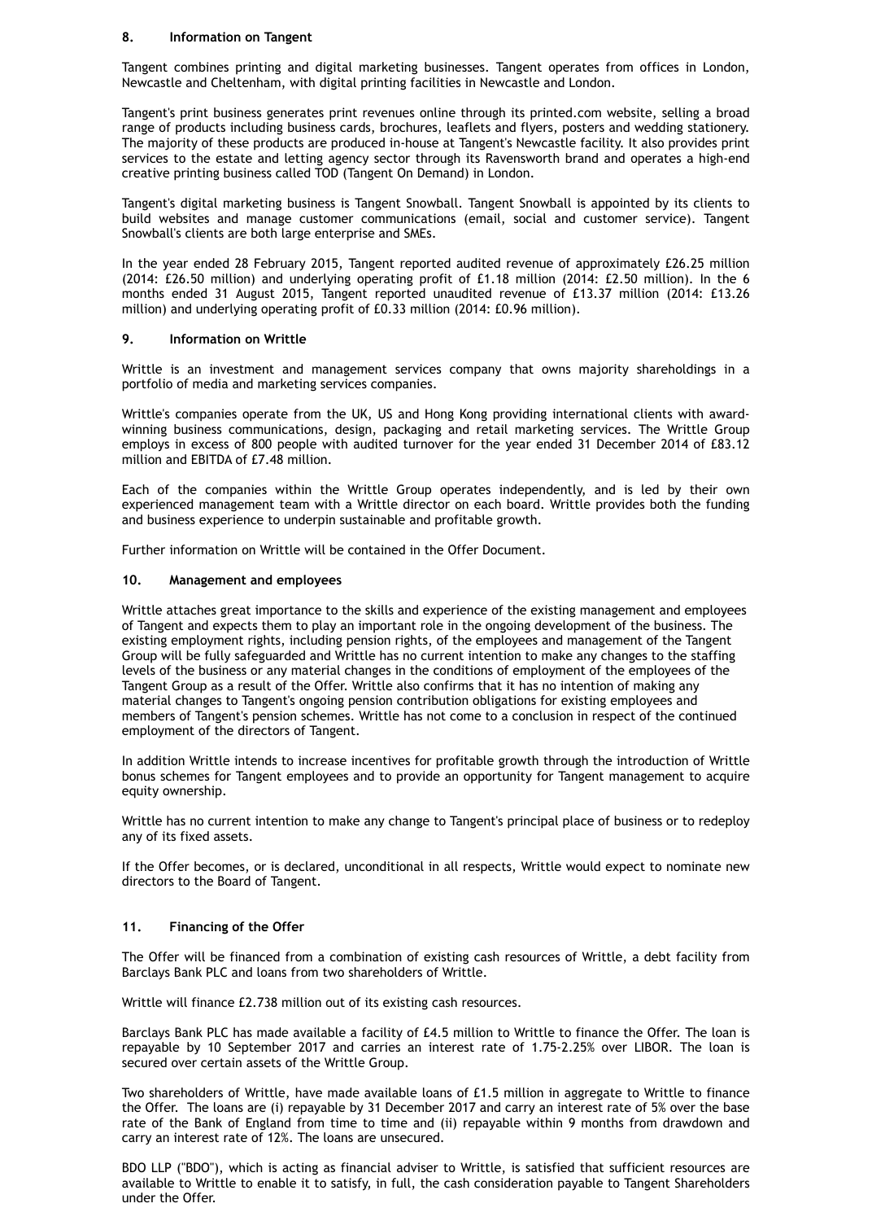## 8. Information on Tangent

Tangent combines printing and digital marketing businesses. Tangent operates from offices in London, Newcastle and Cheltenham, with digital printing facilities in Newcastle and London.

Tangent's print business generates print revenues online through its printed.com website, selling a broad range of products including business cards, brochures, leaflets and flyers, posters and wedding stationery. The majority of these products are produced in-house at Tangent's Newcastle facility. It also provides print services to the estate and letting agency sector through its Ravensworth brand and operates a high-end creative printing business called TOD (Tangent On Demand) in London.

Tangent's digital marketing business is Tangent Snowball. Tangent Snowball is appointed by its clients to build websites and manage customer communications (email, social and customer service). Tangent Snowball's clients are both large enterprise and SMEs.

In the year ended 28 February 2015, Tangent reported audited revenue of approximately £26.25 million (2014: £26.50 million) and underlying operating profit of £1.18 million (2014: £2.50 million). In the 6 months ended 31 August 2015, Tangent reported unaudited revenue of £13.37 million (2014: £13.26 million) and underlying operating profit of £0.33 million (2014: £0.96 million).

## 9. Information on Writtle

Writtle is an investment and management services company that owns majority shareholdings in a portfolio of media and marketing services companies.

Writtle's companies operate from the UK, US and Hong Kong providing international clients with award-winning business communications, design, packaging and retail marketing services. The Writtle Group employs in excess of 800 people with audited turnover for the year ended 31 December 2014 of £83.12 million and EBITDA of £7.48 million.

Each of the companies within the Writtle Group operates independently, and is led by their own experienced management team with a Writtle director on each board. Writtle provides both the funding and business experience to underpin sustainable and profitable growth.

Further information on Writtle will be contained in the Offer Document.

## 10. Management and employees

Writtle attaches great importance to the skills and experience of the existing management and employees of Tangent and expects them to play an important role in the ongoing development of the business. The existing employment rights, including pension rights, of the employees and management of the Tangent Group will be fully safeguarded and Writtle has no current intention to make any changes to the staffing levels of the business or any material changes in the conditions of employment of the employees of the Tangent Group as a result of the Offer. Writtle also confirms that it has no intention of making any material changes to Tangent's ongoing pension contribution obligations for existing employees and members of Tangent's pension schemes. Writtle has not come to a conclusion in respect of the continued employment of the directors of Tangent.

In addition Writtle intends to increase incentives for profitable growth through the introduction of Writtle bonus schemes for Tangent employees and to provide an opportunity for Tangent management to acquire equity ownership.

Writtle has no current intention to make any change to Tangent's principal place of business or to redeploy any of its fixed assets.

If the Offer becomes, or is declared, unconditional in all respects, Writtle would expect to nominate new directors to the Board of Tangent.

## 11. Financing of the Offer

The Offer will be financed from a combination of existing cash resources of Writtle, a debt facility from Barclays Bank PLC and loans from two shareholders of Writtle.

Writtle will finance £2.738 million out of its existing cash resources.

Barclays Bank PLC has made available a facility of £4.5 million to Writtle to finance the Offer. The loan is repayable by 10 September 2017 and carries an interest rate of 1.75-2.25% over LIBOR. The loan is secured over certain assets of the Writtle Group.

Two shareholders of Writtle, have made available loans of £1.5 million in aggregate to Writtle to finance the Offer. The loans are (i) repayable by 31 December 2017 and carry an interest rate of 5% over the base rate of the Bank of England from time to time and (ii) repayable within 9 months from drawdown and carry an interest rate of 12%. The loans are unsecured.

BDO LLP ("BDO"), which is acting as financial adviser to Writtle, is satisfied that sufficient resources are available to Writtle to enable it to satisfy, in full, the cash consideration payable to Tangent Shareholders under the Offer.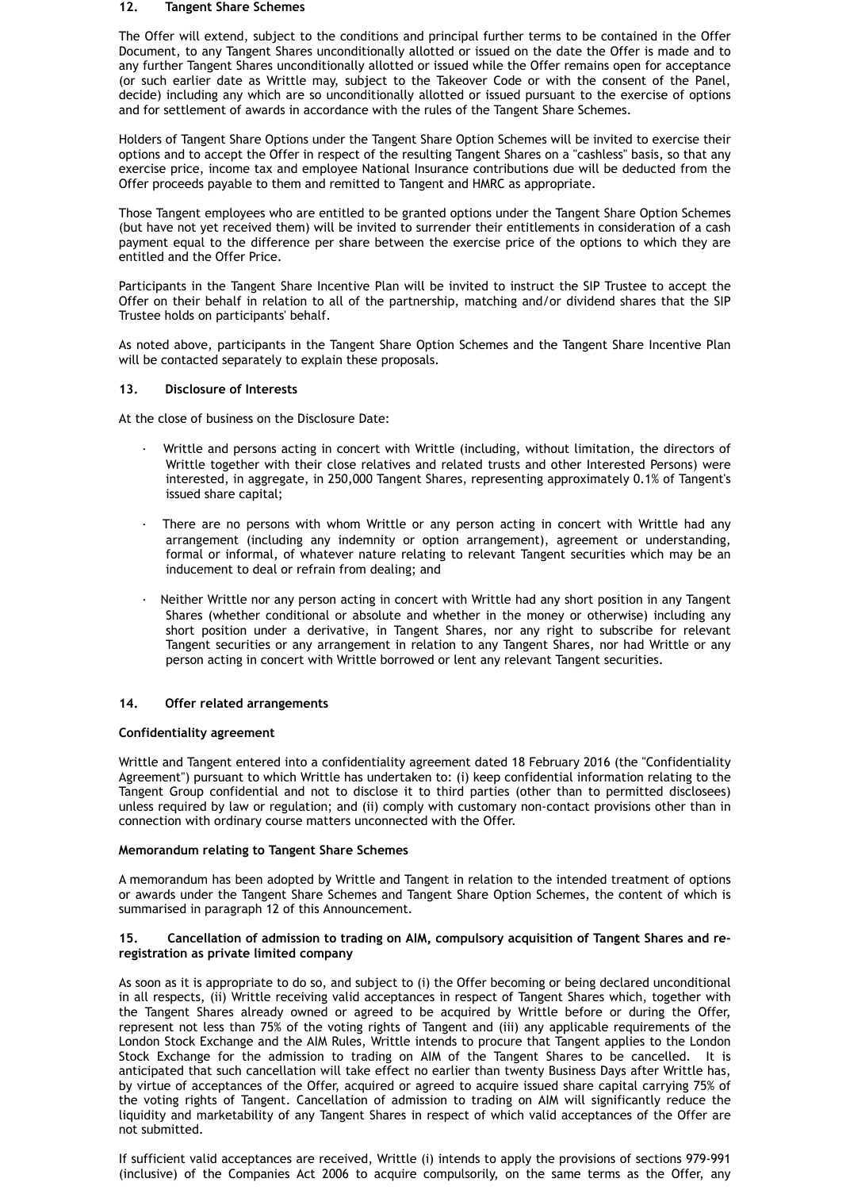## 12. Tangent Share Schemes

The Offer will extend, subject to the conditions and principal further terms to be contained in the Offer Document, to any Tangent Shares unconditionally allotted or issued on the date the Offer is made and to any further Tangent Shares unconditionally allotted or issued while the Offer remains open for acceptance (or such earlier date as Writtle may, subject to the Takeover Code or with the consent of the Panel, decide) including any which are so unconditionally allotted or issued pursuant to the exercise of options and for settlement of awards in accordance with the rules of the Tangent Share Schemes.

Holders of Tangent Share Options under the Tangent Share Option Schemes will be invited to exercise their options and to accept the Offer in respect of the resulting Tangent Shares on a "cashless" basis, so that any exercise price, income tax and employee National Insurance contributions due will be deducted from the Offer proceeds payable to them and remitted to Tangent and HMRC as appropriate.

Those Tangent employees who are entitled to be granted options under the Tangent Share Option Schemes (but have not yet received them) will be invited to surrender their entitlements in consideration of a cash payment equal to the difference per share between the exercise price of the options to which they are entitled and the Offer Price.

Participants in the Tangent Share Incentive Plan will be invited to instruct the SIP Trustee to accept the Offer on their behalf in relation to all of the partnership, matching and/or dividend shares that the SIP Trustee holds on participants' behalf.

As noted above, participants in the Tangent Share Option Schemes and the Tangent Share Incentive Plan will be contacted separately to explain these proposals.

## 13. Disclosure of Interests

At the close of business on the Disclosure Date:

- Writtle and persons acting in concert with Writtle (including, without limitation, the directors of Writtle together with their close relatives and related trusts and other Interested Persons) were interested, in aggregate, in 250,000 Tangent Shares, representing approximately 0.1% of Tangent's issued share capital;
- There are no persons with whom Writtle or any person acting in concert with Writtle had any arrangement (including any indemnity or option arrangement), agreement or understanding, formal or informal, of whatever nature relating to relevant Tangent securities which may be an inducement to deal or refrain from dealing; and
- Neither Writtle nor any person acting in concert with Writtle had any short position in any Tangent Shares (whether conditional or absolute and whether in the money or otherwise) including any short position under a derivative, in Tangent Shares, nor any right to subscribe for relevant Tangent securities or any arrangement in relation to any Tangent Shares, nor had Writtle or any person acting in concert with Writtle borrowed or lent any relevant Tangent securities.

## 14. Offer related arrangements

**Confidentiality agreement**

Writtle and Tangent entered into a confidentiality agreement dated 18 February 2016 (the "Confidentiality Agreement") pursuant to which Writtle has undertaken to: (i) keep confidential information relating to the Tangent Group confidential and not to disclose it to third parties (other than to permitted disclosees) unless required by law or regulation; and (ii) comply with customary non-contact provisions other than in connection with ordinary course matters unconnected with the Offer.

**Memorandum relating to Tangent Share Schemes**

A memorandum has been adopted by Writtle and Tangent in relation to the intended treatment of options or awards under the Tangent Share Schemes and Tangent Share Option Schemes, the content of which is summarised in paragraph 12 of this Announcement.

## 15. Cancellation of admission to trading on AIM, compulsory acquisition of Tangent Shares and re-registration as private limited company

As soon as it is appropriate to do so, and subject to (i) the Offer becoming or being declared unconditional in all respects, (ii) Writtle receiving valid acceptances in respect of Tangent Shares which, together with the Tangent Shares already owned or agreed to be acquired by Writtle before or during the Offer, represent not less than 75% of the voting rights of Tangent and (iii) any applicable requirements of the London Stock Exchange and the AIM Rules, Writtle intends to procure that Tangent applies to the London Stock Exchange for the admission to trading on AIM of the Tangent Shares to be cancelled. It is anticipated that such cancellation will take effect no earlier than twenty Business Days after Writtle has, by virtue of acceptances of the Offer, acquired or agreed to acquire issued share capital carrying 75% of the voting rights of Tangent. Cancellation of admission to trading on AIM will significantly reduce the liquidity and marketability of any Tangent Shares in respect of which valid acceptances of the Offer are not submitted.

If sufficient valid acceptances are received, Writtle (i) intends to apply the provisions of sections 979-991 (inclusive) of the Companies Act 2006 to acquire compulsorily, on the same terms as the Offer, any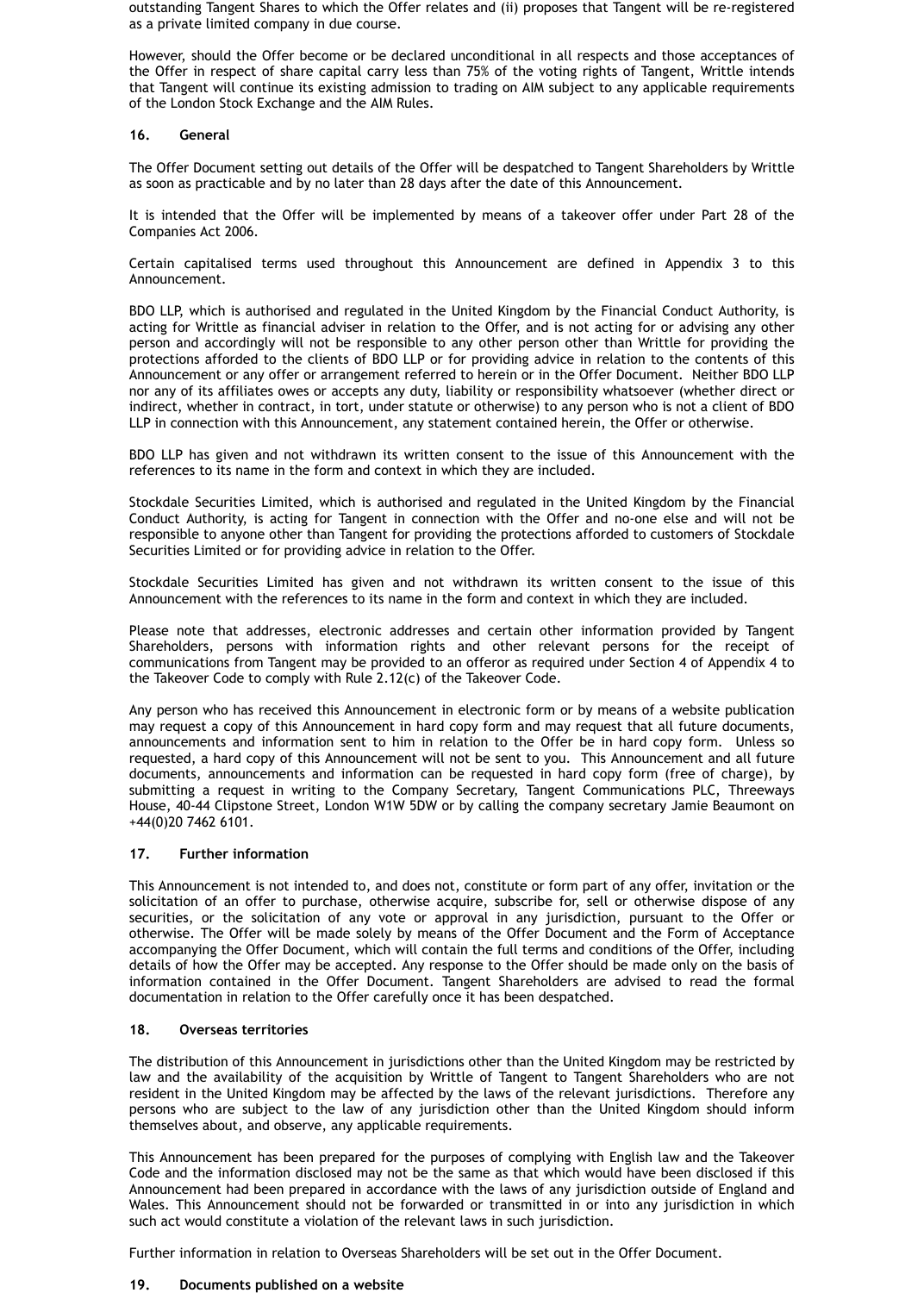outstanding Tangent Shares to which the Offer relates and (ii) proposes that Tangent will be re-registered as a private limited company in due course.

However, should the Offer become or be declared unconditional in all respects and those acceptances of the Offer in respect of share capital carry less than 75% of the voting rights of Tangent, Writtle intends that Tangent will continue its existing admission to trading on AIM subject to any applicable requirements of the London Stock Exchange and the AIM Rules.

## 16. General

The Offer Document setting out details of the Offer will be despatched to Tangent Shareholders by Writtle as soon as practicable and by no later than 28 days after the date of this Announcement.

It is intended that the Offer will be implemented by means of a takeover offer under Part 28 of the Companies Act 2006.

Certain capitalised terms used throughout this Announcement are defined in Appendix 3 to this Announcement.

BDO LLP, which is authorised and regulated in the United Kingdom by the Financial Conduct Authority, is acting for Writtle as financial adviser in relation to the Offer, and is not acting for or advising any other person and accordingly will not be responsible to any other person other than Writtle for providing the protections afforded to the clients of BDO LLP or for providing advice in relation to the contents of this Announcement or any offer or arrangement referred to herein or in the Offer Document. Neither BDO LLP nor any of its affiliates owes or accepts any duty, liability or responsibility whatsoever (whether direct or indirect, whether in contract, in tort, under statute or otherwise) to any person who is not a client of BDO LLP in connection with this Announcement, any statement contained herein, the Offer or otherwise.

BDO LLP has given and not withdrawn its written consent to the issue of this Announcement with the references to its name in the form and context in which they are included.

Stockdale Securities Limited, which is authorised and regulated in the United Kingdom by the Financial Conduct Authority, is acting for Tangent in connection with the Offer and no-one else and will not be responsible to anyone other than Tangent for providing the protections afforded to customers of Stockdale Securities Limited or for providing advice in relation to the Offer.

Stockdale Securities Limited has given and not withdrawn its written consent to the issue of this Announcement with the references to its name in the form and context in which they are included.

Please note that addresses, electronic addresses and certain other information provided by Tangent Shareholders, persons with information rights and other relevant persons for the receipt of communications from Tangent may be provided to an offeror as required under Section 4 of Appendix 4 to the Takeover Code to comply with Rule 2.12(c) of the Takeover Code.

Any person who has received this Announcement in electronic form or by means of a website publication may request a copy of this Announcement in hard copy form and may request that all future documents, announcements and information sent to him in relation to the Offer be in hard copy form. Unless so requested, a hard copy of this Announcement will not be sent to you. This Announcement and all future documents, announcements and information can be requested in hard copy form (free of charge), by submitting a request in writing to the Company Secretary, Tangent Communications PLC, Threeways House, 40-44 Clipstone Street, London W1W 5DW or by calling the company secretary Jamie Beaumont on +44(0)20 7462 6101.

## 17. Further information

This Announcement is not intended to, and does not, constitute or form part of any offer, invitation or the solicitation of an offer to purchase, otherwise acquire, subscribe for, sell or otherwise dispose of any securities, or the solicitation of any vote or approval in any jurisdiction, pursuant to the Offer or otherwise. The Offer will be made solely by means of the Offer Document and the Form of Acceptance accompanying the Offer Document, which will contain the full terms and conditions of the Offer, including details of how the Offer may be accepted. Any response to the Offer should be made only on the basis of information contained in the Offer Document. Tangent Shareholders are advised to read the formal documentation in relation to the Offer carefully once it has been despatched.

## 18. Overseas territories

The distribution of this Announcement in jurisdictions other than the United Kingdom may be restricted by law and the availability of the acquisition by Writtle of Tangent to Tangent Shareholders who are not resident in the United Kingdom may be affected by the laws of the relevant jurisdictions. Therefore any persons who are subject to the law of any jurisdiction other than the United Kingdom should inform themselves about, and observe, any applicable requirements.

This Announcement has been prepared for the purposes of complying with English law and the Takeover Code and the information disclosed may not be the same as that which would have been disclosed if this Announcement had been prepared in accordance with the laws of any jurisdiction outside of England and Wales. This Announcement should not be forwarded or transmitted in or into any jurisdiction in which such act would constitute a violation of the relevant laws in such jurisdiction.

Further information in relation to Overseas Shareholders will be set out in the Offer Document.

## 19. Documents published on a website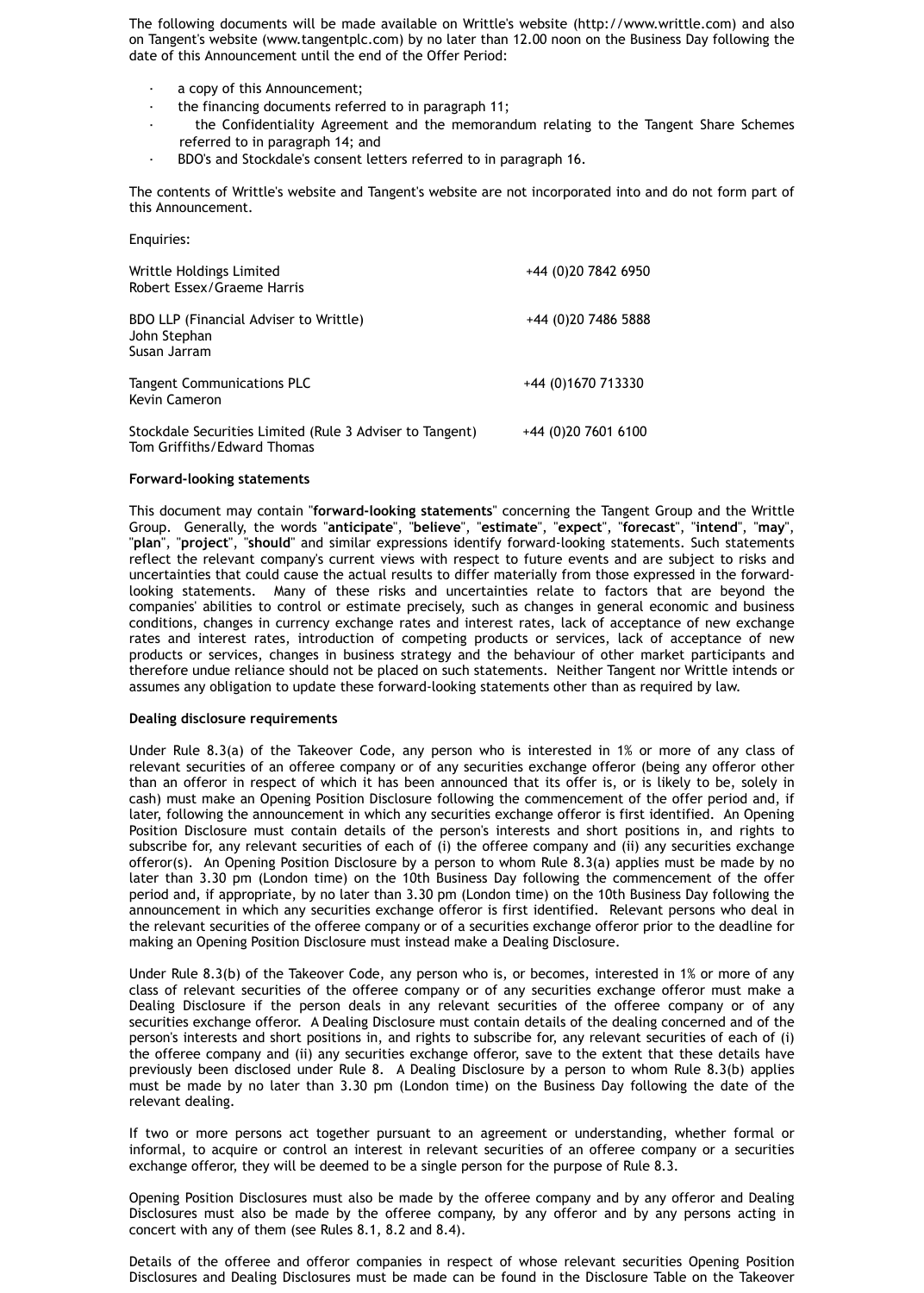The following documents will be made available on Writtle's website (http://www.writtle.com) and also on Tangent's website (www.tangentplc.com) by no later than 12.00 noon on the Business Day following the date of this Announcement until the end of the Offer Period:

- a copy of this Announcement;
- the financing documents referred to in paragraph 11;
- the Confidentiality Agreement and the memorandum relating to the Tangent Share Schemes referred to in paragraph 14; and
- BDO's and Stockdale's consent letters referred to in paragraph 16.

The contents of Writtle's website and Tangent's website are not incorporated into and do not form part of this Announcement.

Enquiries:

| | |
|---|---|
| Writtle Holdings Limited<br>Robert Essex/Graeme Harris | +44 (0)20 7842 6950 |
| BDO LLP (Financial Adviser to Writtle)<br>John Stephan<br>Susan Jarram | +44 (0)20 7486 5888 |
| Tangent Communications PLC<br>Kevin Cameron | +44 (0)1670 713330 |
| Stockdale Securities Limited (Rule 3 Adviser to Tangent)<br>Tom Griffiths/Edward Thomas | +44 (0)20 7601 6100 |

**Forward-looking statements**

This document may contain "**forward-looking statements**" concerning the Tangent Group and the Writtle Group. Generally, the words "**anticipate**", "**believe**", "**estimate**", "**expect**", "**forecast**", "**intend**", "**may**", "**plan**", "**project**", "**should**" and similar expressions identify forward-looking statements. Such statements reflect the relevant company's current views with respect to future events and are subject to risks and uncertainties that could cause the actual results to differ materially from those expressed in the forward-looking statements. Many of these risks and uncertainties relate to factors that are beyond the companies' abilities to control or estimate precisely, such as changes in general economic and business conditions, changes in currency exchange rates and interest rates, lack of acceptance of new exchange rates and interest rates, introduction of competing products or services, lack of acceptance of new products or services, changes in business strategy and the behaviour of other market participants and therefore undue reliance should not be placed on such statements. Neither Tangent nor Writtle intends or assumes any obligation to update these forward-looking statements other than as required by law.

**Dealing disclosure requirements**

Under Rule 8.3(a) of the Takeover Code, any person who is interested in 1% or more of any class of relevant securities of an offeree company or of any securities exchange offeror (being any offeror other than an offeror in respect of which it has been announced that its offer is, or is likely to be, solely in cash) must make an Opening Position Disclosure following the commencement of the offer period and, if later, following the announcement in which any securities exchange offeror is first identified. An Opening Position Disclosure must contain details of the person's interests and short positions in, and rights to subscribe for, any relevant securities of each of (i) the offeree company and (ii) any securities exchange offeror(s). An Opening Position Disclosure by a person to whom Rule 8.3(a) applies must be made by no later than 3.30 pm (London time) on the 10th Business Day following the commencement of the offer period and, if appropriate, by no later than 3.30 pm (London time) on the 10th Business Day following the announcement in which any securities exchange offeror is first identified. Relevant persons who deal in the relevant securities of the offeree company or of a securities exchange offeror prior to the deadline for making an Opening Position Disclosure must instead make a Dealing Disclosure.

Under Rule 8.3(b) of the Takeover Code, any person who is, or becomes, interested in 1% or more of any class of relevant securities of the offeree company or of any securities exchange offeror must make a Dealing Disclosure if the person deals in any relevant securities of the offeree company or of any securities exchange offeror. A Dealing Disclosure must contain details of the dealing concerned and of the person's interests and short positions in, and rights to subscribe for, any relevant securities of each of (i) the offeree company and (ii) any securities exchange offeror, save to the extent that these details have previously been disclosed under Rule 8. A Dealing Disclosure by a person to whom Rule 8.3(b) applies must be made by no later than 3.30 pm (London time) on the Business Day following the date of the relevant dealing.

If two or more persons act together pursuant to an agreement or understanding, whether formal or informal, to acquire or control an interest in relevant securities of an offeree company or a securities exchange offeror, they will be deemed to be a single person for the purpose of Rule 8.3.

Opening Position Disclosures must also be made by the offeree company and by any offeror and Dealing Disclosures must also be made by the offeree company, by any offeror and by any persons acting in concert with any of them (see Rules 8.1, 8.2 and 8.4).

Details of the offeree and offeror companies in respect of whose relevant securities Opening Position Disclosures and Dealing Disclosures must be made can be found in the Disclosure Table on the Takeover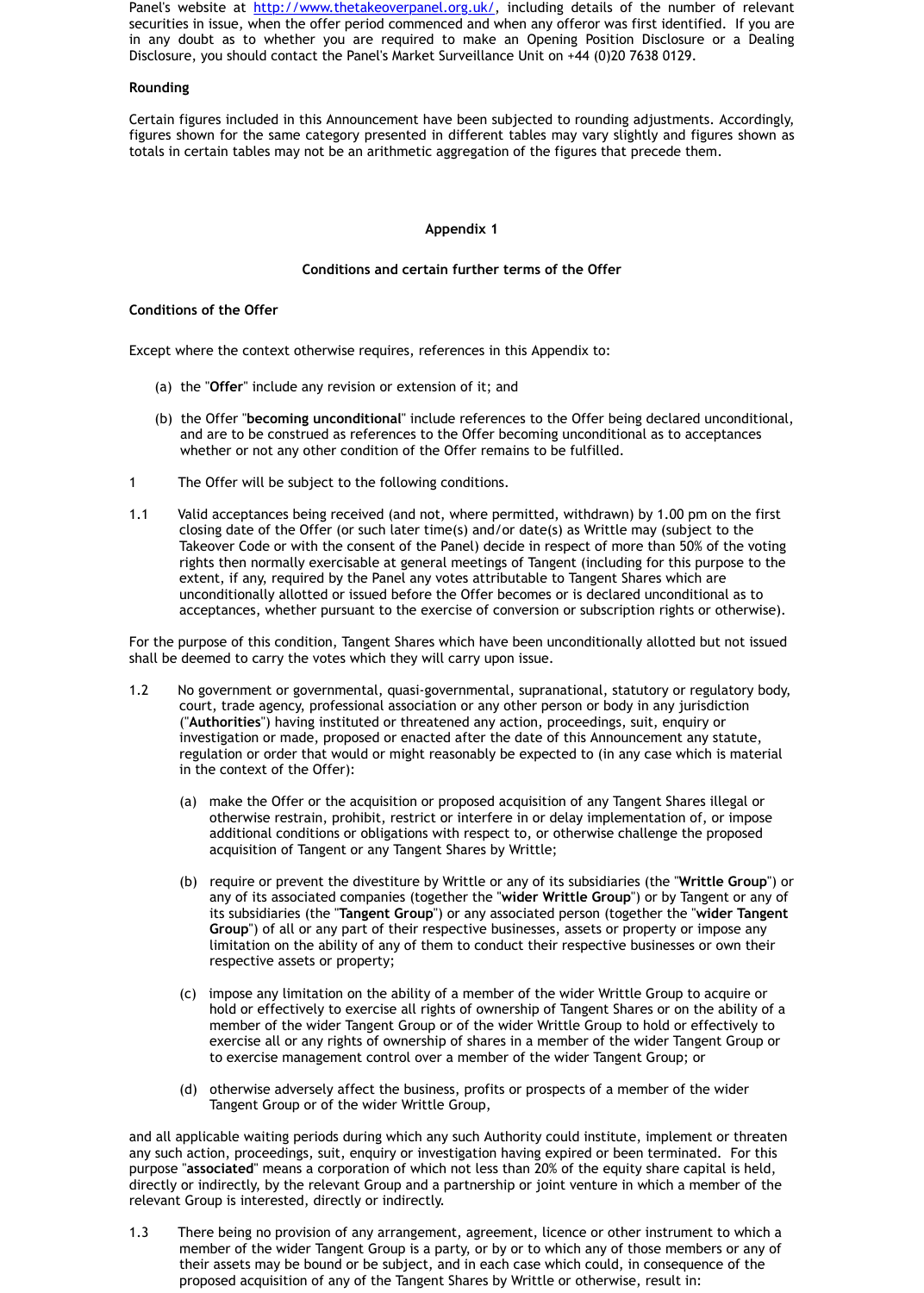Panel's website at http://www.thetakeoverpanel.org.uk/, including details of the number of relevant securities in issue, when the offer period commenced and when any offeror was first identified. If you are in any doubt as to whether you are required to make an Opening Position Disclosure or a Dealing Disclosure, you should contact the Panel's Market Surveillance Unit on +44 (0)20 7638 0129.

**Rounding**

Certain figures included in this Announcement have been subjected to rounding adjustments. Accordingly, figures shown for the same category presented in different tables may vary slightly and figures shown as totals in certain tables may not be an arithmetic aggregation of the figures that precede them.

## Appendix 1

### Conditions and certain further terms of the Offer

**Conditions of the Offer**

Except where the context otherwise requires, references in this Appendix to:

(a) the "**Offer**" include any revision or extension of it; and

(b) the Offer "**becoming unconditional**" include references to the Offer being declared unconditional, and are to be construed as references to the Offer becoming unconditional as to acceptances whether or not any other condition of the Offer remains to be fulfilled.

1 The Offer will be subject to the following conditions.

1.1 Valid acceptances being received (and not, where permitted, withdrawn) by 1.00 pm on the first closing date of the Offer (or such later time(s) and/or date(s) as Writtle may (subject to the Takeover Code or with the consent of the Panel) decide in respect of more than 50% of the voting rights then normally exercisable at general meetings of Tangent (including for this purpose to the extent, if any, required by the Panel any votes attributable to Tangent Shares which are unconditionally allotted or issued before the Offer becomes or is declared unconditional as to acceptances, whether pursuant to the exercise of conversion or subscription rights or otherwise).

For the purpose of this condition, Tangent Shares which have been unconditionally allotted but not issued shall be deemed to carry the votes which they will carry upon issue.

1.2 No government or governmental, quasi-governmental, supranational, statutory or regulatory body, court, trade agency, professional association or any other person or body in any jurisdiction ("**Authorities**") having instituted or threatened any action, proceedings, suit, enquiry or investigation or made, proposed or enacted after the date of this Announcement any statute, regulation or order that would or might reasonably be expected to (in any case which is material in the context of the Offer):

(a) make the Offer or the acquisition or proposed acquisition of any Tangent Shares illegal or otherwise restrain, prohibit, restrict or interfere in or delay implementation of, or impose additional conditions or obligations with respect to, or otherwise challenge the proposed acquisition of Tangent or any Tangent Shares by Writtle;

(b) require or prevent the divestiture by Writtle or any of its subsidiaries (the "**Writtle Group**") or any of its associated companies (together the "**wider Writtle Group**") or by Tangent or any of its subsidiaries (the "**Tangent Group**") or any associated person (together the "**wider Tangent Group**") of all or any part of their respective businesses, assets or property or impose any limitation on the ability of any of them to conduct their respective businesses or own their respective assets or property;

(c) impose any limitation on the ability of a member of the wider Writtle Group to acquire or hold or effectively to exercise all rights of ownership of Tangent Shares or on the ability of a member of the wider Tangent Group or of the wider Writtle Group to hold or effectively to exercise all or any rights of ownership of shares in a member of the wider Tangent Group or to exercise management control over a member of the wider Tangent Group; or

(d) otherwise adversely affect the business, profits or prospects of a member of the wider Tangent Group or of the wider Writtle Group,

and all applicable waiting periods during which any such Authority could institute, implement or threaten any such action, proceedings, suit, enquiry or investigation having expired or been terminated. For this purpose "**associated**" means a corporation of which not less than 20% of the equity share capital is held, directly or indirectly, by the relevant Group and a partnership or joint venture in which a member of the relevant Group is interested, directly or indirectly.

1.3 There being no provision of any arrangement, agreement, licence or other instrument to which a member of the wider Tangent Group is a party, or by or to which any of those members or any of their assets may be bound or be subject, and in each case which could, in consequence of the proposed acquisition of any of the Tangent Shares by Writtle or otherwise, result in: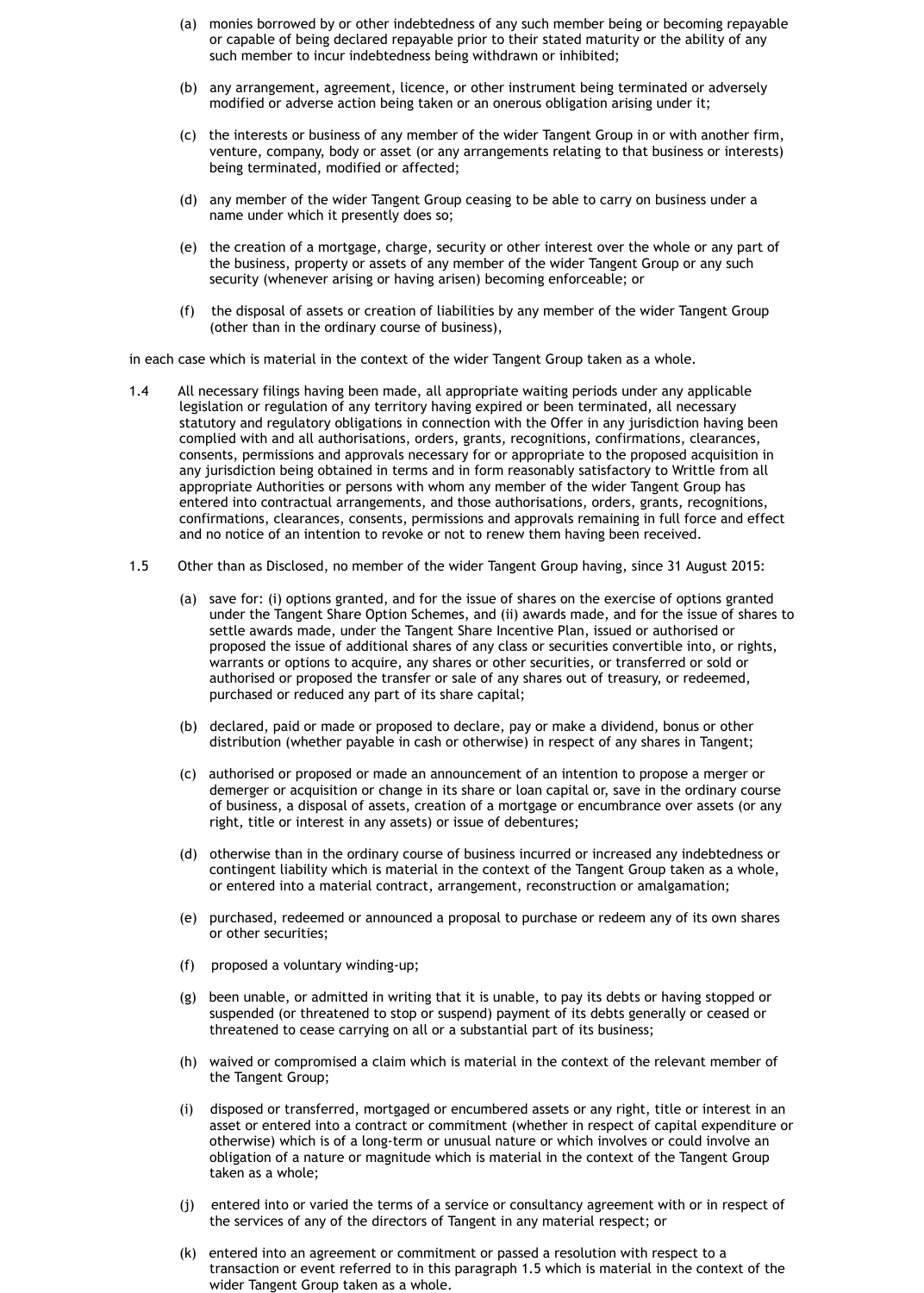(a) monies borrowed by or other indebtedness of any such member being or becoming repayable or capable of being declared repayable prior to their stated maturity or the ability of any such member to incur indebtedness being withdrawn or inhibited;

(b) any arrangement, agreement, licence, or other instrument being terminated or adversely modified or adverse action being taken or an onerous obligation arising under it;

(c) the interests or business of any member of the wider Tangent Group in or with another firm, venture, company, body or asset (or any arrangements relating to that business or interests) being terminated, modified or affected;

(d) any member of the wider Tangent Group ceasing to be able to carry on business under a name under which it presently does so;

(e) the creation of a mortgage, charge, security or other interest over the whole or any part of the business, property or assets of any member of the wider Tangent Group or any such security (whenever arising or having arisen) becoming enforceable; or

(f) the disposal of assets or creation of liabilities by any member of the wider Tangent Group (other than in the ordinary course of business),

in each case which is material in the context of the wider Tangent Group taken as a whole.

1.4 All necessary filings having been made, all appropriate waiting periods under any applicable legislation or regulation of any territory having expired or been terminated, all necessary statutory and regulatory obligations in connection with the Offer in any jurisdiction having been complied with and all authorisations, orders, grants, recognitions, confirmations, clearances, consents, permissions and approvals necessary for or appropriate to the proposed acquisition in any jurisdiction being obtained in terms and in form reasonably satisfactory to Writtle from all appropriate Authorities or persons with whom any member of the wider Tangent Group has entered into contractual arrangements, and those authorisations, orders, grants, recognitions, confirmations, clearances, consents, permissions and approvals remaining in full force and effect and no notice of an intention to revoke or not to renew them having been received.

1.5 Other than as Disclosed, no member of the wider Tangent Group having, since 31 August 2015:

(a) save for: (i) options granted, and for the issue of shares on the exercise of options granted under the Tangent Share Option Schemes, and (ii) awards made, and for the issue of shares to settle awards made, under the Tangent Share Incentive Plan, issued or authorised or proposed the issue of additional shares of any class or securities convertible into, or rights, warrants or options to acquire, any shares or other securities, or transferred or sold or authorised or proposed the transfer or sale of any shares out of treasury, or redeemed, purchased or reduced any part of its share capital;

(b) declared, paid or made or proposed to declare, pay or make a dividend, bonus or other distribution (whether payable in cash or otherwise) in respect of any shares in Tangent;

(c) authorised or proposed or made an announcement of an intention to propose a merger or demerger or acquisition or change in its share or loan capital or, save in the ordinary course of business, a disposal of assets, creation of a mortgage or encumbrance over assets (or any right, title or interest in any assets) or issue of debentures;

(d) otherwise than in the ordinary course of business incurred or increased any indebtedness or contingent liability which is material in the context of the Tangent Group taken as a whole, or entered into a material contract, arrangement, reconstruction or amalgamation;

(e) purchased, redeemed or announced a proposal to purchase or redeem any of its own shares or other securities;

(f) proposed a voluntary winding-up;

(g) been unable, or admitted in writing that it is unable, to pay its debts or having stopped or suspended (or threatened to stop or suspend) payment of its debts generally or ceased or threatened to cease carrying on all or a substantial part of its business;

(h) waived or compromised a claim which is material in the context of the relevant member of the Tangent Group;

(i) disposed or transferred, mortgaged or encumbered assets or any right, title or interest in an asset or entered into a contract or commitment (whether in respect of capital expenditure or otherwise) which is of a long-term or unusual nature or which involves or could involve an obligation of a nature or magnitude which is material in the context of the Tangent Group taken as a whole;

(j) entered into or varied the terms of a service or consultancy agreement with or in respect of the services of any of the directors of Tangent in any material respect; or

(k) entered into an agreement or commitment or passed a resolution with respect to a transaction or event referred to in this paragraph 1.5 which is material in the context of the wider Tangent Group taken as a whole.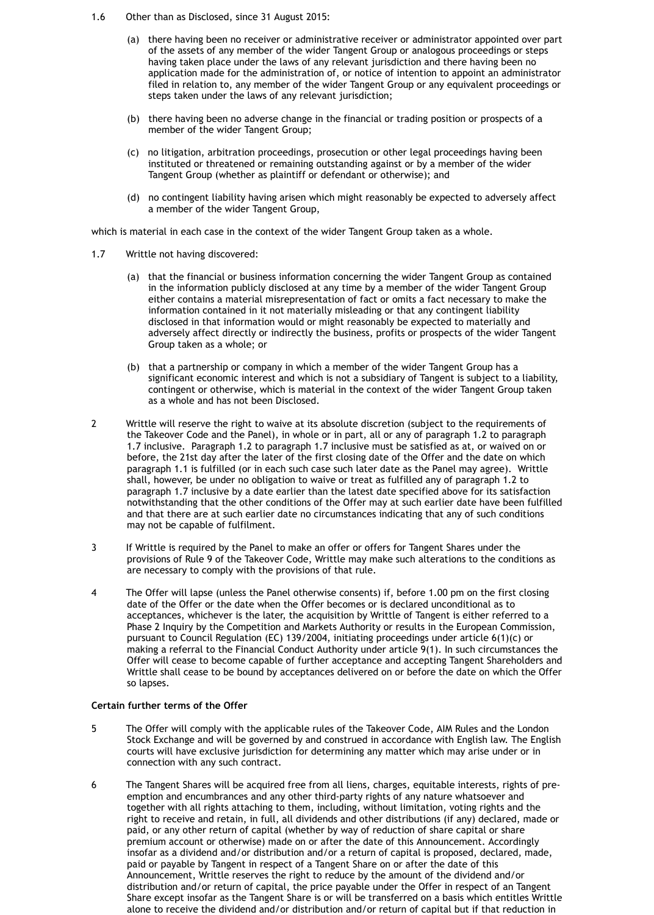1.6 Other than as Disclosed, since 31 August 2015:

(a) there having been no receiver or administrative receiver or administrator appointed over part of the assets of any member of the wider Tangent Group or analogous proceedings or steps having taken place under the laws of any relevant jurisdiction and there having been no application made for the administration of, or notice of intention to appoint an administrator filed in relation to, any member of the wider Tangent Group or any equivalent proceedings or steps taken under the laws of any relevant jurisdiction;

(b) there having been no adverse change in the financial or trading position or prospects of a member of the wider Tangent Group;

(c) no litigation, arbitration proceedings, prosecution or other legal proceedings having been instituted or threatened or remaining outstanding against or by a member of the wider Tangent Group (whether as plaintiff or defendant or otherwise); and

(d) no contingent liability having arisen which might reasonably be expected to adversely affect a member of the wider Tangent Group,

which is material in each case in the context of the wider Tangent Group taken as a whole.

1.7 Writtle not having discovered:

(a) that the financial or business information concerning the wider Tangent Group as contained in the information publicly disclosed at any time by a member of the wider Tangent Group either contains a material misrepresentation of fact or omits a fact necessary to make the information contained in it not materially misleading or that any contingent liability disclosed in that information would or might reasonably be expected to materially and adversely affect directly or indirectly the business, profits or prospects of the wider Tangent Group taken as a whole; or

(b) that a partnership or company in which a member of the wider Tangent Group has a significant economic interest and which is not a subsidiary of Tangent is subject to a liability, contingent or otherwise, which is material in the context of the wider Tangent Group taken as a whole and has not been Disclosed.

2 Writtle will reserve the right to waive at its absolute discretion (subject to the requirements of the Takeover Code and the Panel), in whole or in part, all or any of paragraph 1.2 to paragraph 1.7 inclusive. Paragraph 1.2 to paragraph 1.7 inclusive must be satisfied as at, or waived on or before, the 21st day after the later of the first closing date of the Offer and the date on which paragraph 1.1 is fulfilled (or in each such case such later date as the Panel may agree). Writtle shall, however, be under no obligation to waive or treat as fulfilled any of paragraph 1.2 to paragraph 1.7 inclusive by a date earlier than the latest date specified above for its satisfaction notwithstanding that the other conditions of the Offer may at such earlier date have been fulfilled and that there are at such earlier date no circumstances indicating that any of such conditions may not be capable of fulfilment.

3 If Writtle is required by the Panel to make an offer or offers for Tangent Shares under the provisions of Rule 9 of the Takeover Code, Writtle may make such alterations to the conditions as are necessary to comply with the provisions of that rule.

4 The Offer will lapse (unless the Panel otherwise consents) if, before 1.00 pm on the first closing date of the Offer or the date when the Offer becomes or is declared unconditional as to acceptances, whichever is the later, the acquisition by Writtle of Tangent is either referred to a Phase 2 Inquiry by the Competition and Markets Authority or results in the European Commission, pursuant to Council Regulation (EC) 139/2004, initiating proceedings under article 6(1)(c) or making a referral to the Financial Conduct Authority under article 9(1). In such circumstances the Offer will cease to become capable of further acceptance and accepting Tangent Shareholders and Writtle shall cease to be bound by acceptances delivered on or before the date on which the Offer so lapses.

**Certain further terms of the Offer**

5 The Offer will comply with the applicable rules of the Takeover Code, AIM Rules and the London Stock Exchange and will be governed by and construed in accordance with English law. The English courts will have exclusive jurisdiction for determining any matter which may arise under or in connection with any such contract.

6 The Tangent Shares will be acquired free from all liens, charges, equitable interests, rights of pre-emption and encumbrances and any other third-party rights of any nature whatsoever and together with all rights attaching to them, including, without limitation, voting rights and the right to receive and retain, in full, all dividends and other distributions (if any) declared, made or paid, or any other return of capital (whether by way of reduction of share capital or share premium account or otherwise) made on or after the date of this Announcement. Accordingly insofar as a dividend and/or distribution and/or a return of capital is proposed, declared, made, paid or payable by Tangent in respect of a Tangent Share on or after the date of this Announcement, Writtle reserves the right to reduce by the amount of the dividend and/or distribution and/or return of capital, the price payable under the Offer in respect of an Tangent Share except insofar as the Tangent Share is or will be transferred on a basis which entitles Writtle alone to receive the dividend and/or distribution and/or return of capital but if that reduction in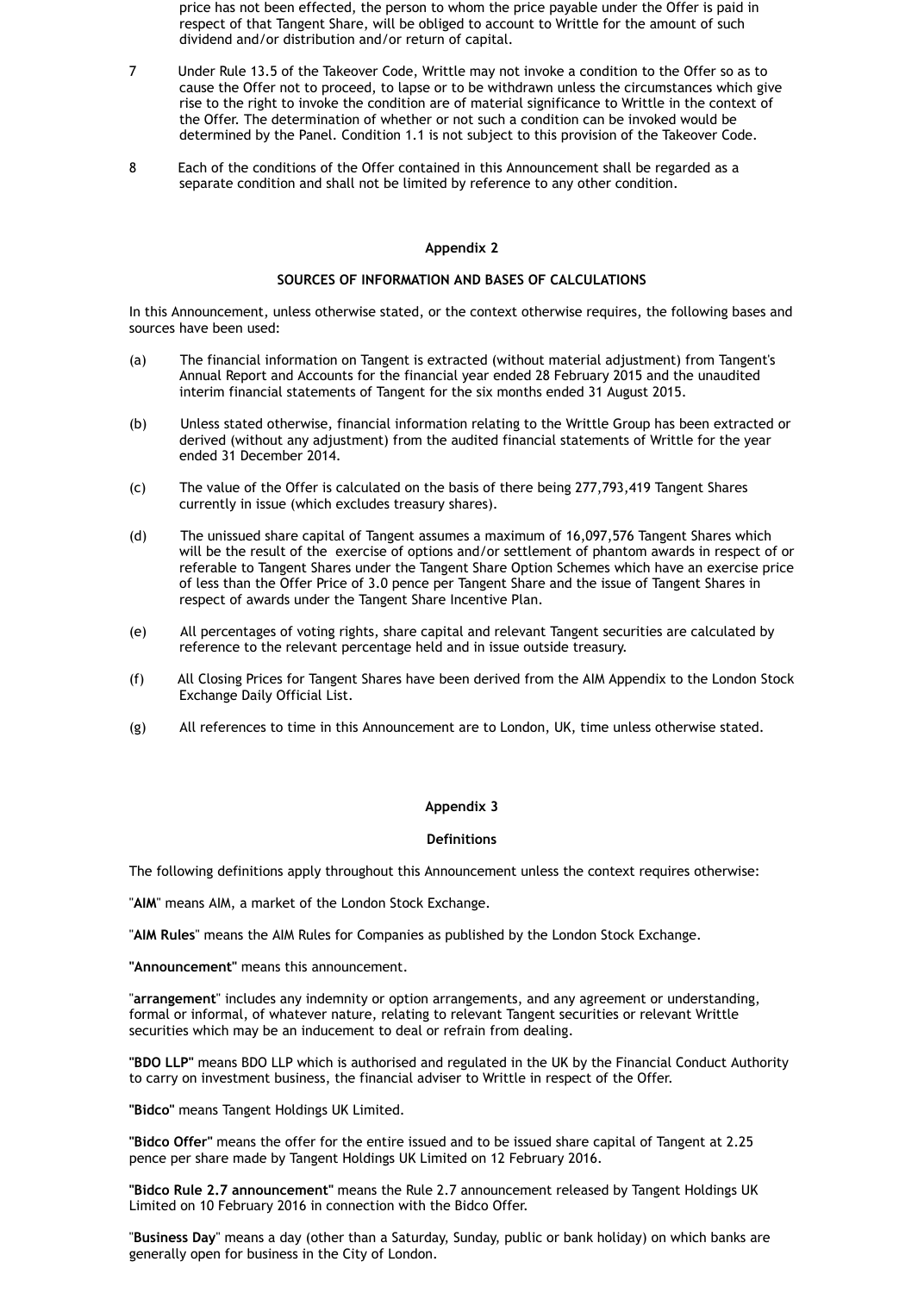price has not been effected, the person to whom the price payable under the Offer is paid in respect of that Tangent Share, will be obliged to account to Writtle for the amount of such dividend and/or distribution and/or return of capital.

7 Under Rule 13.5 of the Takeover Code, Writtle may not invoke a condition to the Offer so as to cause the Offer not to proceed, to lapse or to be withdrawn unless the circumstances which give rise to the right to invoke the condition are of material significance to Writtle in the context of the Offer. The determination of whether or not such a condition can be invoked would be determined by the Panel. Condition 1.1 is not subject to this provision of the Takeover Code.

8 Each of the conditions of the Offer contained in this Announcement shall be regarded as a separate condition and shall not be limited by reference to any other condition.

## Appendix 2

### SOURCES OF INFORMATION AND BASES OF CALCULATIONS

In this Announcement, unless otherwise stated, or the context otherwise requires, the following bases and sources have been used:

(a) The financial information on Tangent is extracted (without material adjustment) from Tangent's Annual Report and Accounts for the financial year ended 28 February 2015 and the unaudited interim financial statements of Tangent for the six months ended 31 August 2015.

(b) Unless stated otherwise, financial information relating to the Writtle Group has been extracted or derived (without any adjustment) from the audited financial statements of Writtle for the year ended 31 December 2014.

(c) The value of the Offer is calculated on the basis of there being 277,793,419 Tangent Shares currently in issue (which excludes treasury shares).

(d) The unissued share capital of Tangent assumes a maximum of 16,097,576 Tangent Shares which will be the result of the exercise of options and/or settlement of phantom awards in respect of or referable to Tangent Shares under the Tangent Share Option Schemes which have an exercise price of less than the Offer Price of 3.0 pence per Tangent Share and the issue of Tangent Shares in respect of awards under the Tangent Share Incentive Plan.

(e) All percentages of voting rights, share capital and relevant Tangent securities are calculated by reference to the relevant percentage held and in issue outside treasury.

(f) All Closing Prices for Tangent Shares have been derived from the AIM Appendix to the London Stock Exchange Daily Official List.

(g) All references to time in this Announcement are to London, UK, time unless otherwise stated.

## Appendix 3

### Definitions

The following definitions apply throughout this Announcement unless the context requires otherwise:

"**AIM**" means AIM, a market of the London Stock Exchange.

"**AIM Rules**" means the AIM Rules for Companies as published by the London Stock Exchange.

**"Announcement"** means this announcement.

"**arrangement**" includes any indemnity or option arrangements, and any agreement or understanding, formal or informal, of whatever nature, relating to relevant Tangent securities or relevant Writtle securities which may be an inducement to deal or refrain from dealing.

**"BDO LLP"** means BDO LLP which is authorised and regulated in the UK by the Financial Conduct Authority to carry on investment business, the financial adviser to Writtle in respect of the Offer.

**"Bidco"** means Tangent Holdings UK Limited.

**"Bidco Offer"** means the offer for the entire issued and to be issued share capital of Tangent at 2.25 pence per share made by Tangent Holdings UK Limited on 12 February 2016.

**"Bidco Rule 2.7 announcement"** means the Rule 2.7 announcement released by Tangent Holdings UK Limited on 10 February 2016 in connection with the Bidco Offer.

"**Business Day**" means a day (other than a Saturday, Sunday, public or bank holiday) on which banks are generally open for business in the City of London.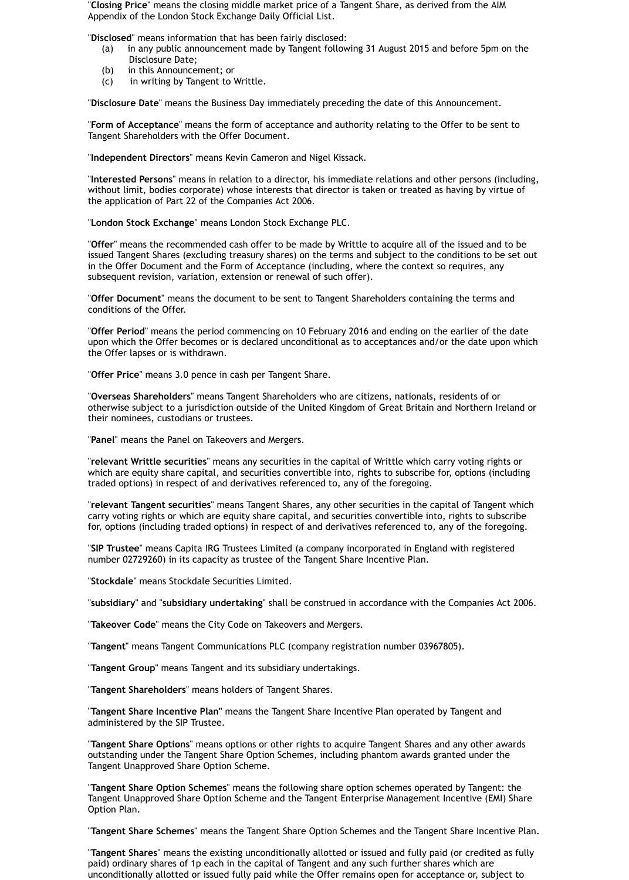"**Closing Price**" means the closing middle market price of a Tangent Share, as derived from the AIM Appendix of the London Stock Exchange Daily Official List.

"**Disclosed**" means information that has been fairly disclosed:

(a) in any public announcement made by Tangent following 31 August 2015 and before 5pm on the Disclosure Date;

(b) in this Announcement; or

(c) in writing by Tangent to Writtle.

"**Disclosure Date**" means the Business Day immediately preceding the date of this Announcement.

"**Form of Acceptance**" means the form of acceptance and authority relating to the Offer to be sent to Tangent Shareholders with the Offer Document.

"**Independent Directors**" means Kevin Cameron and Nigel Kissack.

"**Interested Persons**" means in relation to a director, his immediate relations and other persons (including, without limit, bodies corporate) whose interests that director is taken or treated as having by virtue of the application of Part 22 of the Companies Act 2006.

"**London Stock Exchange**" means London Stock Exchange PLC.

"**Offer**" means the recommended cash offer to be made by Writtle to acquire all of the issued and to be issued Tangent Shares (excluding treasury shares) on the terms and subject to the conditions to be set out in the Offer Document and the Form of Acceptance (including, where the context so requires, any subsequent revision, variation, extension or renewal of such offer).

"**Offer Document**" means the document to be sent to Tangent Shareholders containing the terms and conditions of the Offer.

"**Offer Period**" means the period commencing on 10 February 2016 and ending on the earlier of the date upon which the Offer becomes or is declared unconditional as to acceptances and/or the date upon which the Offer lapses or is withdrawn.

"**Offer Price**" means 3.0 pence in cash per Tangent Share.

"**Overseas Shareholders**" means Tangent Shareholders who are citizens, nationals, residents of or otherwise subject to a jurisdiction outside of the United Kingdom of Great Britain and Northern Ireland or their nominees, custodians or trustees.

"**Panel**" means the Panel on Takeovers and Mergers.

"**relevant Writtle securities**" means any securities in the capital of Writtle which carry voting rights or which are equity share capital, and securities convertible into, rights to subscribe for, options (including traded options) in respect of and derivatives referenced to, any of the foregoing.

"**relevant Tangent securities**" means Tangent Shares, any other securities in the capital of Tangent which carry voting rights or which are equity share capital, and securities convertible into, rights to subscribe for, options (including traded options) in respect of and derivatives referenced to, any of the foregoing.

"**SIP Trustee**" means Capita IRG Trustees Limited (a company incorporated in England with registered number 02729260) in its capacity as trustee of the Tangent Share Incentive Plan.

"**Stockdale**" means Stockdale Securities Limited.

"**subsidiary**" and "**subsidiary undertaking**" shall be construed in accordance with the Companies Act 2006.

"**Takeover Code**" means the City Code on Takeovers and Mergers.

"**Tangent**" means Tangent Communications PLC (company registration number 03967805).

"**Tangent Group**" means Tangent and its subsidiary undertakings.

"**Tangent Shareholders**" means holders of Tangent Shares.

"**Tangent Share Incentive Plan"** means the Tangent Share Incentive Plan operated by Tangent and administered by the SIP Trustee.

"**Tangent Share Options**" means options or other rights to acquire Tangent Shares and any other awards outstanding under the Tangent Share Option Schemes, including phantom awards granted under the Tangent Unapproved Share Option Scheme.

"**Tangent Share Option Schemes**" means the following share option schemes operated by Tangent: the Tangent Unapproved Share Option Scheme and the Tangent Enterprise Management Incentive (EMI) Share Option Plan.

"**Tangent Share Schemes**" means the Tangent Share Option Schemes and the Tangent Share Incentive Plan.

"**Tangent Shares**" means the existing unconditionally allotted or issued and fully paid (or credited as fully paid) ordinary shares of 1p each in the capital of Tangent and any such further shares which are unconditionally allotted or issued fully paid while the Offer remains open for acceptance or, subject to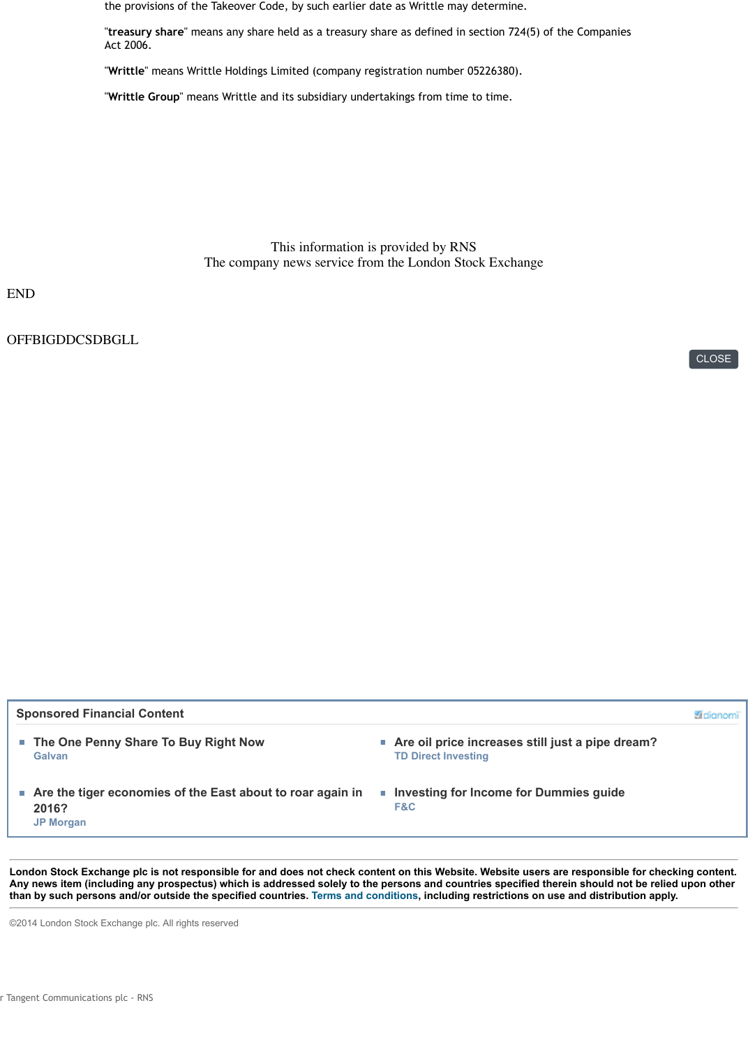the provisions of the Takeover Code, by such earlier date as Writtle may determine.

"**treasury share**" means any share held as a treasury share as defined in section 724(5) of the Companies Act 2006.

"**Writtle**" means Writtle Holdings Limited (company registration number 05226380).

"**Writtle Group**" means Writtle and its subsidiary undertakings from time to time.

This information is provided by RNS
The company news service from the London Stock Exchange

END

OFFBIGDDCSDBGLL

CLOSE

**Sponsored Financial Content**

- **The One Penny Share To Buy Right Now**
  Galvan
- **Are the tiger economies of the East about to roar again in 2016?**
  JP Morgan
- **Are oil price increases still just a pipe dream?**
  TD Direct Investing
- **Investing for Income for Dummies guide**
  F&C

**London Stock Exchange plc is not responsible for and does not check content on this Website. Website users are responsible for checking content. Any news item (including any prospectus) which is addressed solely to the persons and countries specified therein should not be relied upon other than by such persons and/or outside the specified countries. Terms and conditions, including restrictions on use and distribution apply.**

©2014 London Stock Exchange plc. All rights reserved